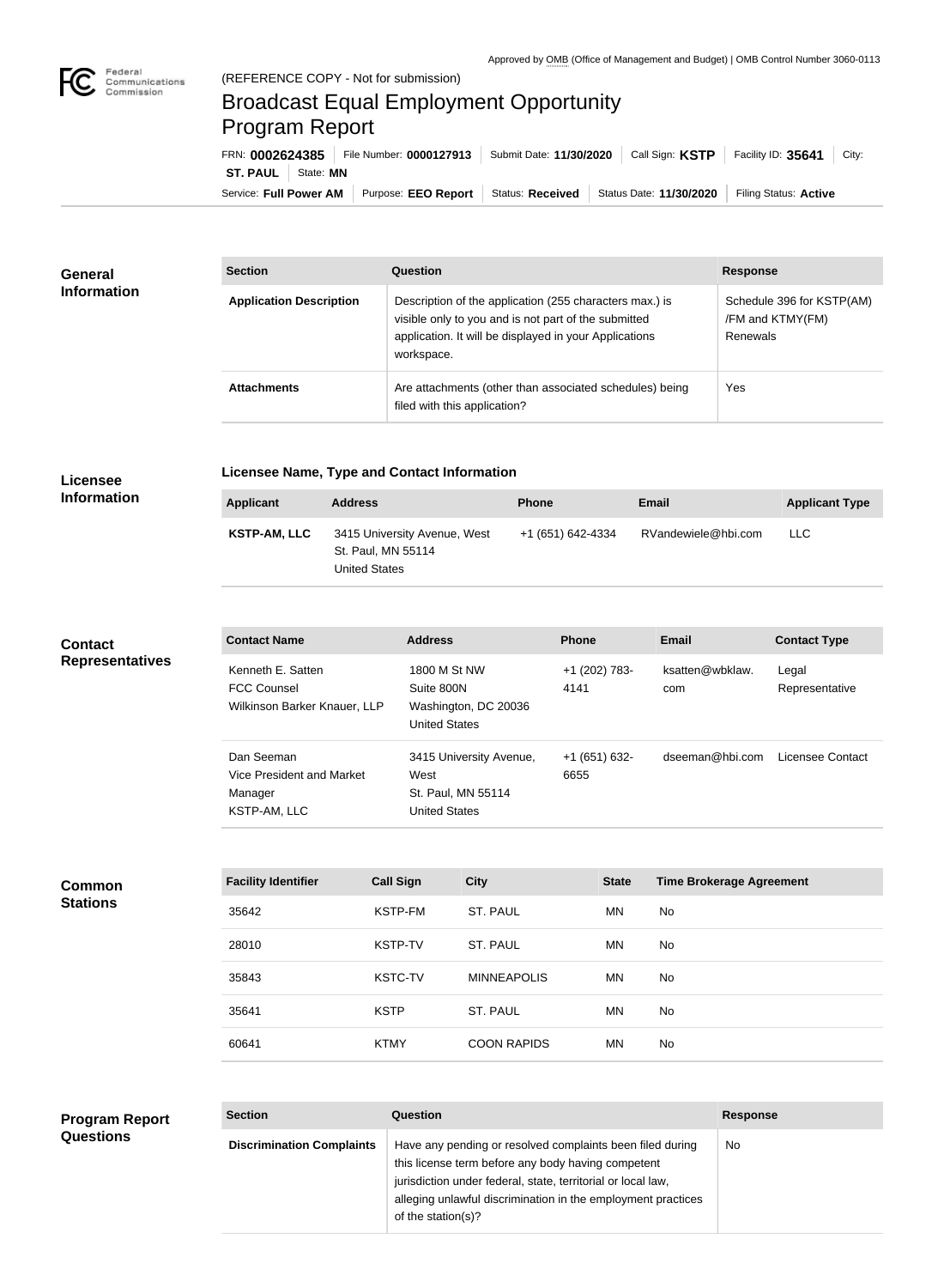Approved by OMB (Office of Management and Budget) | OMB Control Number 3060-0113

(REFERENCE COPY - Not for submission)

# Broadcast Equal Employment Opportunity Program Report

FRN: **0002624385** | File Number: **0000127913** | Submit Date: **11/30/2020** | Call Sign: **KSTP** | Facility ID: **35641** | City: **ST. PAUL** | State: **MN**

Service: **Full Power AM** | Purpose: **EEO Report** | Status: **Received** | Status Date: **11/30/2020** | Filing Status: **Active**

## General Information

| Section | Question | Response |
| --- | --- | --- |
| **Application Description** | Description of the application (255 characters max.) is visible only to you and is not part of the submitted application. It will be displayed in your Applications workspace. | Schedule 396 for KSTP(AM) /FM and KTMY(FM) Renewals |
| **Attachments** | Are attachments (other than associated schedules) being filed with this application? | Yes |

## Licensee Information

**Licensee Name, Type and Contact Information**

| Applicant | Address | Phone | Email | Applicant Type |
| --- | --- | --- | --- | --- |
| **KSTP-AM, LLC** | 3415 University Avenue, West St. Paul, MN 55114 United States | +1 (651) 642-4334 | RVandewiele@hbi.com | LLC |

## Contact Representatives

| Contact Name | Address | Phone | Email | Contact Type |
| --- | --- | --- | --- | --- |
| Kenneth E. Satten FCC Counsel Wilkinson Barker Knauer, LLP | 1800 M St NW Suite 800N Washington, DC 20036 United States | +1 (202) 783-4141 | ksatten@wbklaw.com | Legal Representative |
| Dan Seeman Vice President and Market Manager KSTP-AM, LLC | 3415 University Avenue, West St. Paul, MN 55114 United States | +1 (651) 632-6655 | dseeman@hbi.com | Licensee Contact |

## Common Stations

| Facility Identifier | Call Sign | City | State | Time Brokerage Agreement |
| --- | --- | --- | --- | --- |
| 35642 | KSTP-FM | ST. PAUL | MN | No |
| 28010 | KSTP-TV | ST. PAUL | MN | No |
| 35843 | KSTC-TV | MINNEAPOLIS | MN | No |
| 35641 | KSTP | ST. PAUL | MN | No |
| 60641 | KTMY | COON RAPIDS | MN | No |

## Program Report Questions

| Section | Question | Response |
| --- | --- | --- |
| **Discrimination Complaints** | Have any pending or resolved complaints been filed during this license term before any body having competent jurisdiction under federal, state, territorial or local law, alleging unlawful discrimination in the employment practices of the station(s)? | No |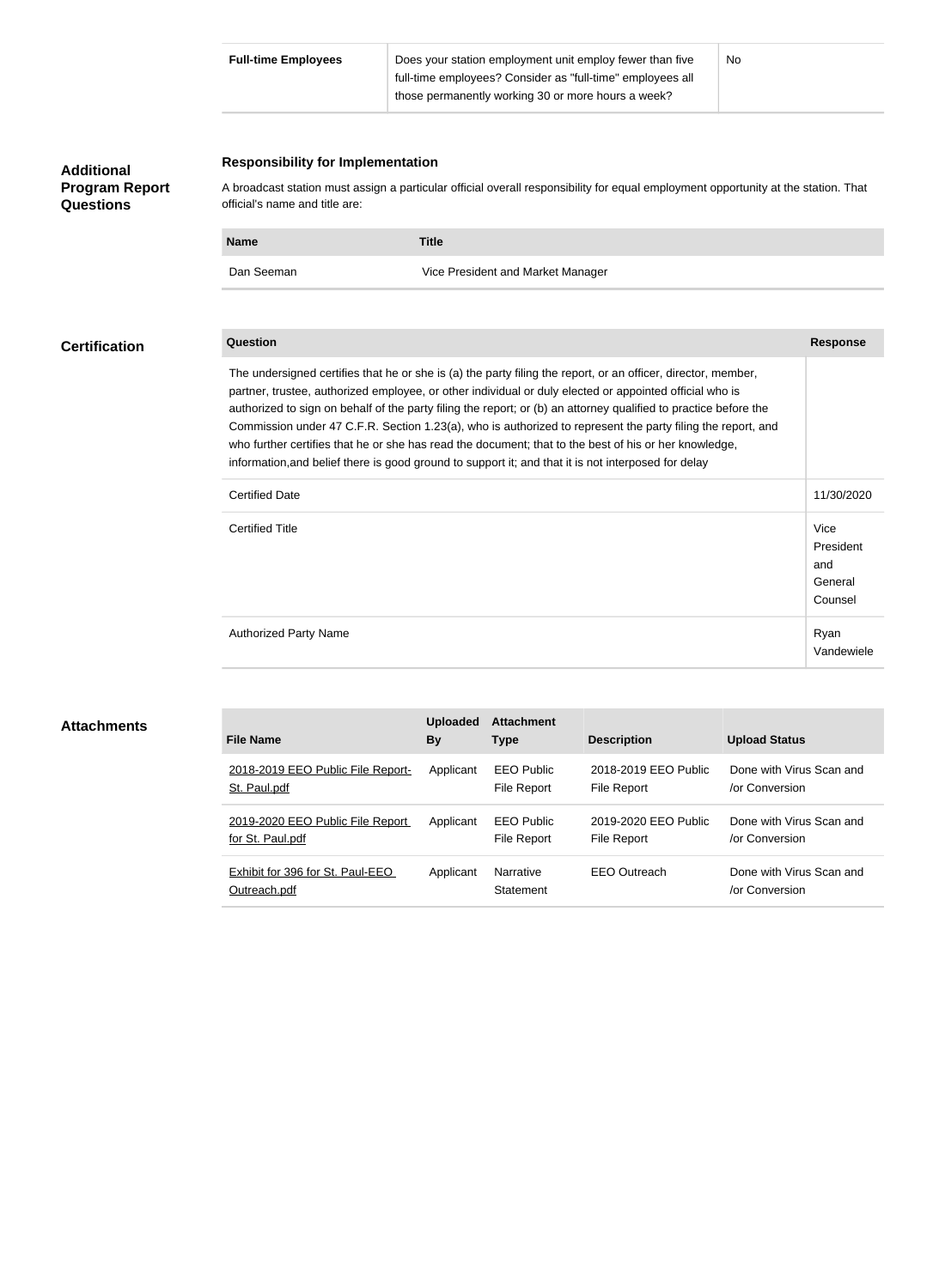| | | |
|---|---|---|
| **Full-time Employees** | Does your station employment unit employ fewer than five full-time employees? Consider as "full-time" employees all those permanently working 30 or more hours a week? | No |

## Additional Program Report Questions

**Responsibility for Implementation**

A broadcast station must assign a particular official overall responsibility for equal employment opportunity at the station. That official's name and title are:

| Name | Title |
|---|---|
| Dan Seeman | Vice President and Market Manager |

## Certification

| Question | Response |
|---|---|
| The undersigned certifies that he or she is (a) the party filing the report, or an officer, director, member, partner, trustee, authorized employee, or other individual or duly elected or appointed official who is authorized to sign on behalf of the party filing the report; or (b) an attorney qualified to practice before the Commission under 47 C.F.R. Section 1.23(a), who is authorized to represent the party filing the report, and who further certifies that he or she has read the document; that to the best of his or her knowledge, information,and belief there is good ground to support it; and that it is not interposed for delay | |
| Certified Date | 11/30/2020 |
| Certified Title | Vice President and General Counsel |
| Authorized Party Name | Ryan Vandewiele |

## Attachments

| File Name | Uploaded By | Attachment Type | Description | Upload Status |
|---|---|---|---|---|
| 2018-2019 EEO Public File Report-St. Paul.pdf | Applicant | EEO Public File Report | 2018-2019 EEO Public File Report | Done with Virus Scan and /or Conversion |
| 2019-2020 EEO Public File Report for St. Paul.pdf | Applicant | EEO Public File Report | 2019-2020 EEO Public File Report | Done with Virus Scan and /or Conversion |
| Exhibit for 396 for St. Paul-EEO Outreach.pdf | Applicant | Narrative Statement | EEO Outreach | Done with Virus Scan and /or Conversion |